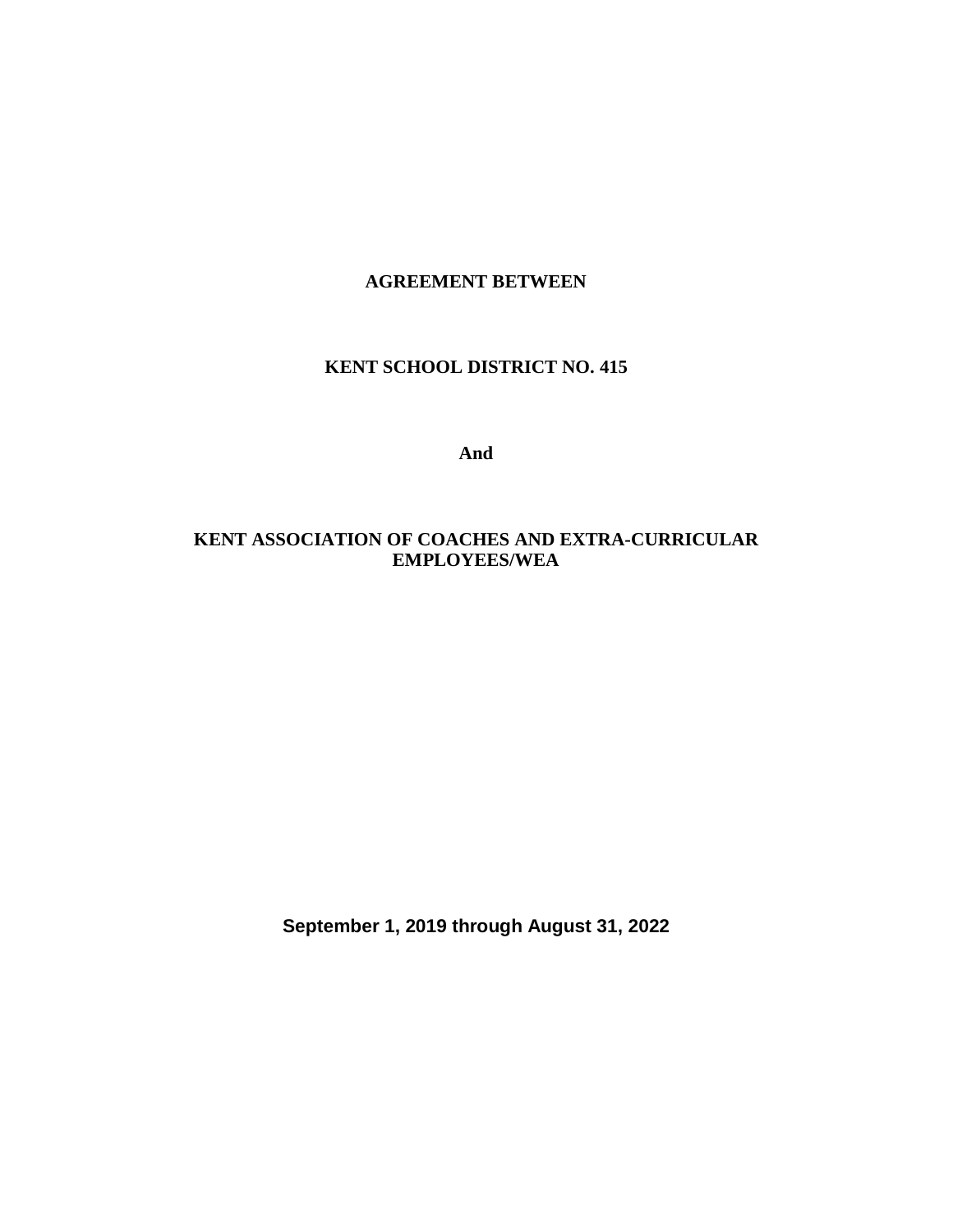**AGREEMENT BETWEEN**

**KENT SCHOOL DISTRICT NO. 415**

**And**

**KENT ASSOCIATION OF COACHES AND EXTRA-CURRICULAR EMPLOYEES/WEA**

**September 1, 2019 through August 31, 2022**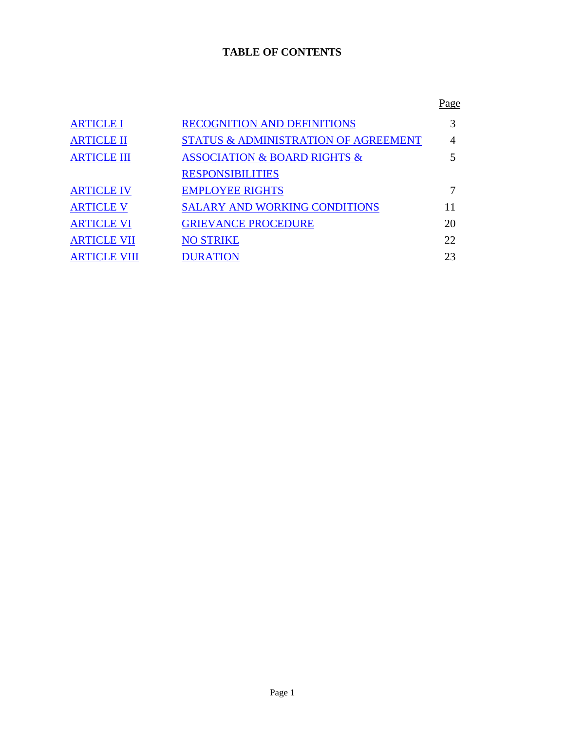# TABLE OF CONTENTS

| | | Page |
|---|---|---|
| ARTICLE I | RECOGNITION AND DEFINITIONS | 3 |
| ARTICLE II | STATUS & ADMINISTRATION OF AGREEMENT | 4 |
| ARTICLE III | ASSOCIATION & BOARD RIGHTS & RESPONSIBILITIES | 5 |
| ARTICLE IV | EMPLOYEE RIGHTS | 7 |
| ARTICLE V | SALARY AND WORKING CONDITIONS | 11 |
| ARTICLE VI | GRIEVANCE PROCEDURE | 20 |
| ARTICLE VII | NO STRIKE | 22 |
| ARTICLE VIII | DURATION | 23 |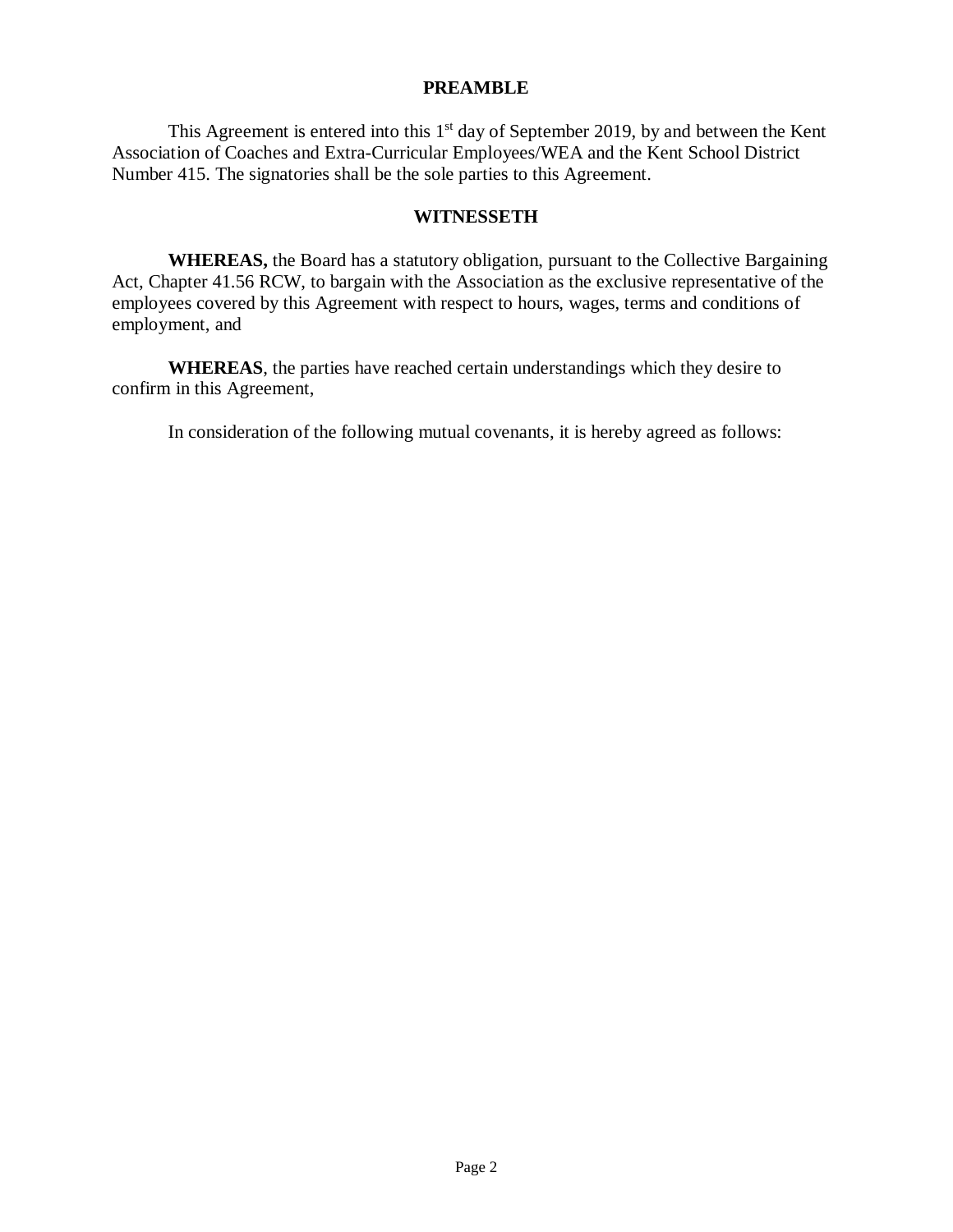## PREAMBLE

This Agreement is entered into this 1st day of September 2019, by and between the Kent Association of Coaches and Extra-Curricular Employees/WEA and the Kent School District Number 415. The signatories shall be the sole parties to this Agreement.

## WITNESSETH

**WHEREAS,** the Board has a statutory obligation, pursuant to the Collective Bargaining Act, Chapter 41.56 RCW, to bargain with the Association as the exclusive representative of the employees covered by this Agreement with respect to hours, wages, terms and conditions of employment, and

**WHEREAS**, the parties have reached certain understandings which they desire to confirm in this Agreement,

In consideration of the following mutual covenants, it is hereby agreed as follows: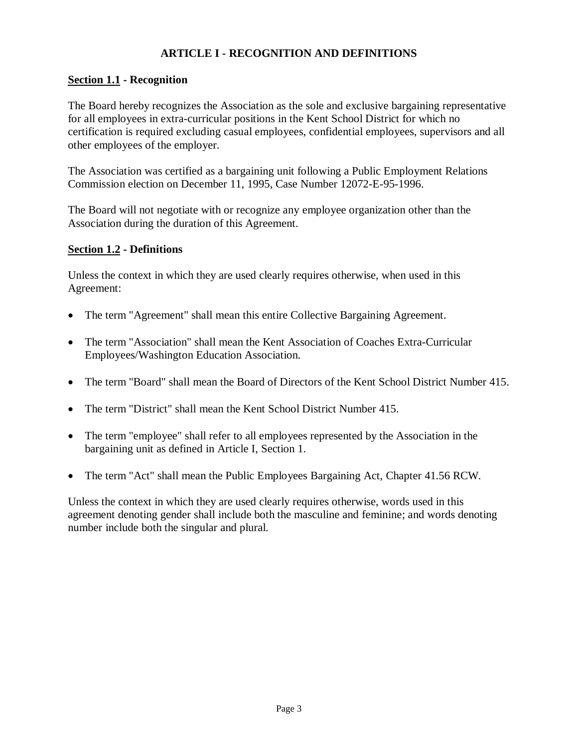## ARTICLE I - RECOGNITION AND DEFINITIONS

### Section 1.1 - Recognition

The Board hereby recognizes the Association as the sole and exclusive bargaining representative for all employees in extra-curricular positions in the Kent School District for which no certification is required excluding casual employees, confidential employees, supervisors and all other employees of the employer.

The Association was certified as a bargaining unit following a Public Employment Relations Commission election on December 11, 1995, Case Number 12072-E-95-1996.

The Board will not negotiate with or recognize any employee organization other than the Association during the duration of this Agreement.

### Section 1.2 - Definitions

Unless the context in which they are used clearly requires otherwise, when used in this Agreement:

- The term "Agreement" shall mean this entire Collective Bargaining Agreement.
- The term "Association" shall mean the Kent Association of Coaches Extra-Curricular Employees/Washington Education Association.
- The term "Board" shall mean the Board of Directors of the Kent School District Number 415.
- The term "District" shall mean the Kent School District Number 415.
- The term "employee" shall refer to all employees represented by the Association in the bargaining unit as defined in Article I, Section 1.
- The term "Act" shall mean the Public Employees Bargaining Act, Chapter 41.56 RCW.

Unless the context in which they are used clearly requires otherwise, words used in this agreement denoting gender shall include both the masculine and feminine; and words denoting number include both the singular and plural.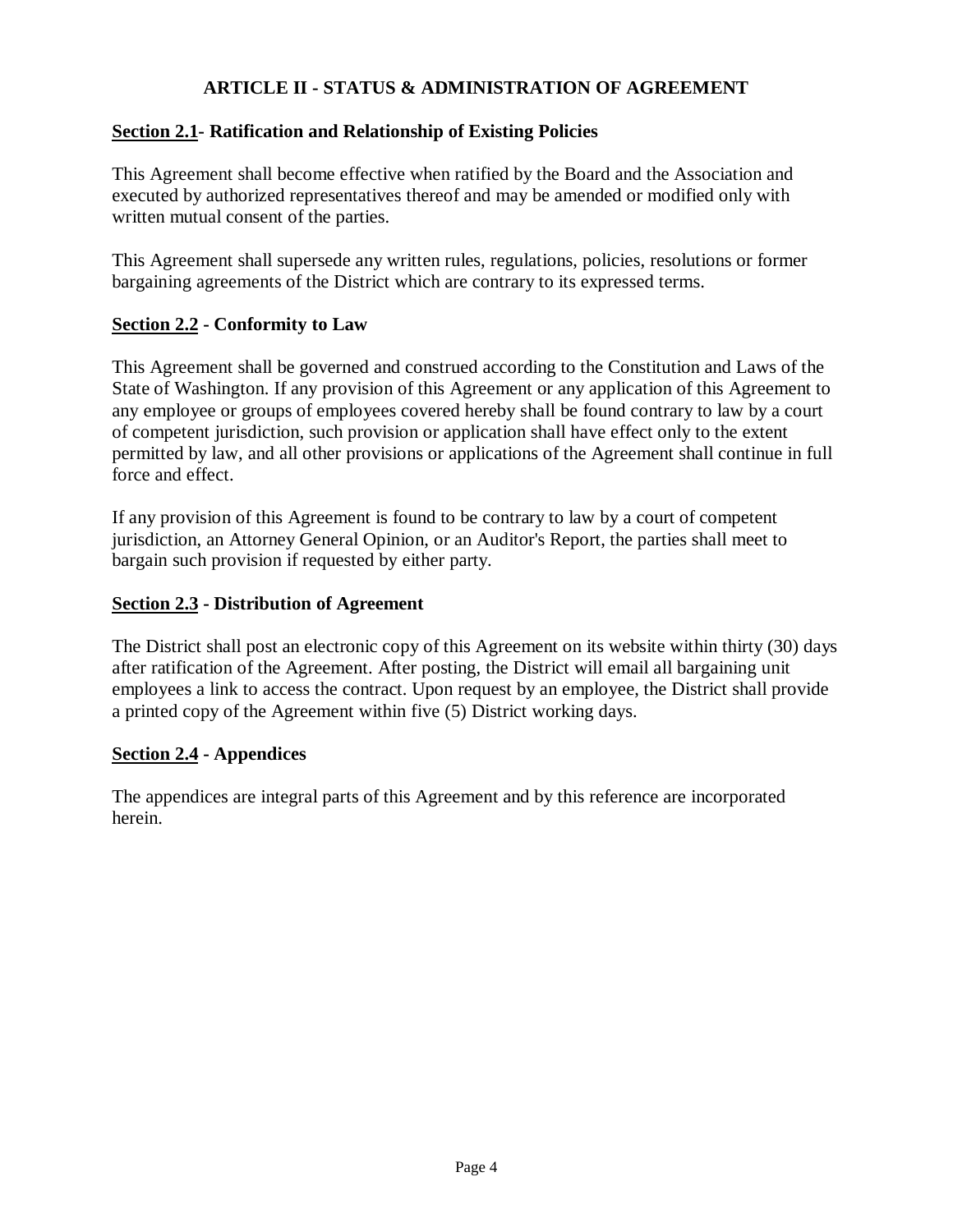## ARTICLE II - STATUS & ADMINISTRATION OF AGREEMENT

### Section 2.1- Ratification and Relationship of Existing Policies

This Agreement shall become effective when ratified by the Board and the Association and executed by authorized representatives thereof and may be amended or modified only with written mutual consent of the parties.

This Agreement shall supersede any written rules, regulations, policies, resolutions or former bargaining agreements of the District which are contrary to its expressed terms.

### Section 2.2 - Conformity to Law

This Agreement shall be governed and construed according to the Constitution and Laws of the State of Washington. If any provision of this Agreement or any application of this Agreement to any employee or groups of employees covered hereby shall be found contrary to law by a court of competent jurisdiction, such provision or application shall have effect only to the extent permitted by law, and all other provisions or applications of the Agreement shall continue in full force and effect.

If any provision of this Agreement is found to be contrary to law by a court of competent jurisdiction, an Attorney General Opinion, or an Auditor's Report, the parties shall meet to bargain such provision if requested by either party.

### Section 2.3 - Distribution of Agreement

The District shall post an electronic copy of this Agreement on its website within thirty (30) days after ratification of the Agreement. After posting, the District will email all bargaining unit employees a link to access the contract. Upon request by an employee, the District shall provide a printed copy of the Agreement within five (5) District working days.

### Section 2.4 - Appendices

The appendices are integral parts of this Agreement and by this reference are incorporated herein.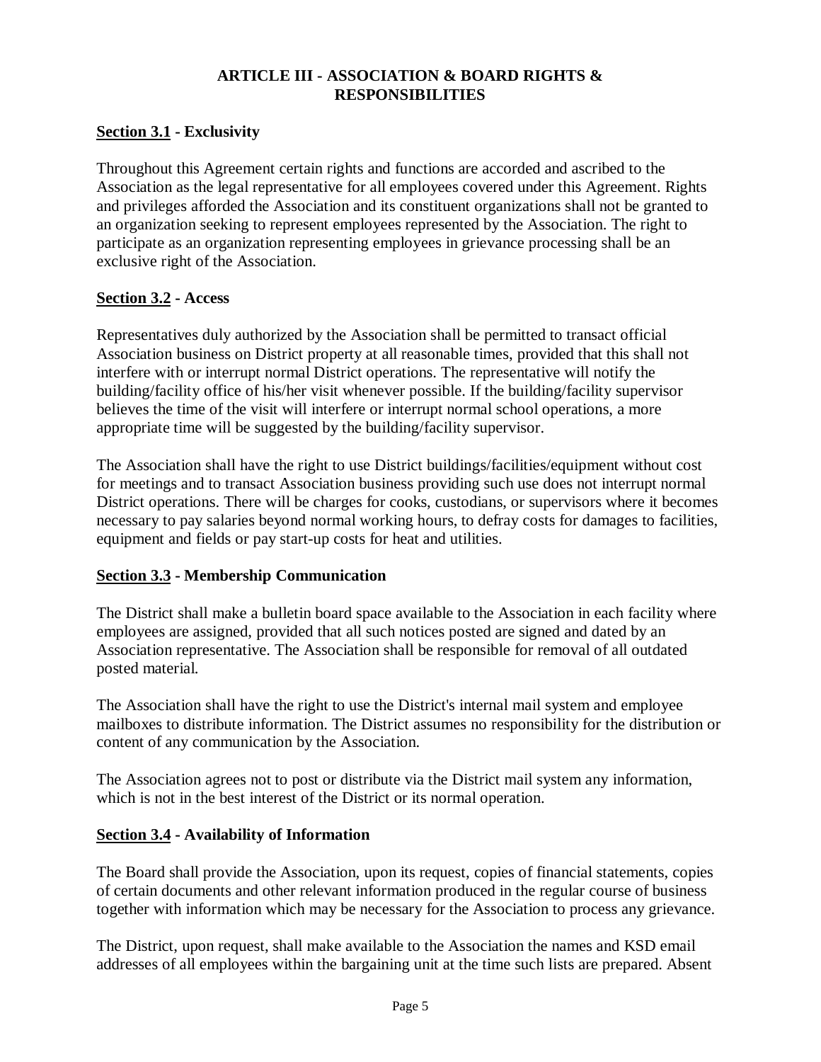## ARTICLE III - ASSOCIATION & BOARD RIGHTS & RESPONSIBILITIES

### Section 3.1 - Exclusivity

Throughout this Agreement certain rights and functions are accorded and ascribed to the Association as the legal representative for all employees covered under this Agreement. Rights and privileges afforded the Association and its constituent organizations shall not be granted to an organization seeking to represent employees represented by the Association. The right to participate as an organization representing employees in grievance processing shall be an exclusive right of the Association.

### Section 3.2 - Access

Representatives duly authorized by the Association shall be permitted to transact official Association business on District property at all reasonable times, provided that this shall not interfere with or interrupt normal District operations. The representative will notify the building/facility office of his/her visit whenever possible. If the building/facility supervisor believes the time of the visit will interfere or interrupt normal school operations, a more appropriate time will be suggested by the building/facility supervisor.

The Association shall have the right to use District buildings/facilities/equipment without cost for meetings and to transact Association business providing such use does not interrupt normal District operations. There will be charges for cooks, custodians, or supervisors where it becomes necessary to pay salaries beyond normal working hours, to defray costs for damages to facilities, equipment and fields or pay start-up costs for heat and utilities.

### Section 3.3 - Membership Communication

The District shall make a bulletin board space available to the Association in each facility where employees are assigned, provided that all such notices posted are signed and dated by an Association representative. The Association shall be responsible for removal of all outdated posted material.

The Association shall have the right to use the District's internal mail system and employee mailboxes to distribute information. The District assumes no responsibility for the distribution or content of any communication by the Association.

The Association agrees not to post or distribute via the District mail system any information, which is not in the best interest of the District or its normal operation.

### Section 3.4 - Availability of Information

The Board shall provide the Association, upon its request, copies of financial statements, copies of certain documents and other relevant information produced in the regular course of business together with information which may be necessary for the Association to process any grievance.

The District, upon request, shall make available to the Association the names and KSD email addresses of all employees within the bargaining unit at the time such lists are prepared. Absent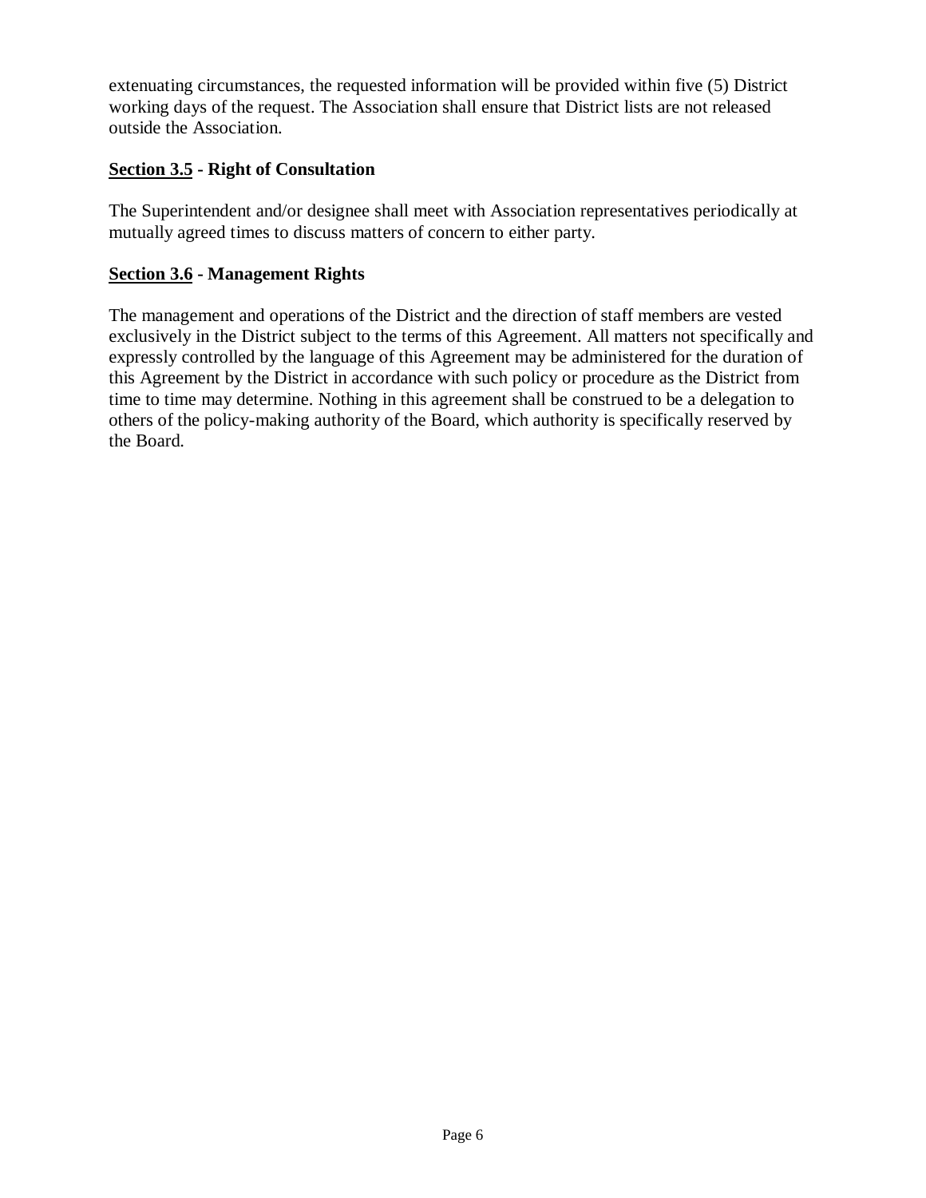extenuating circumstances, the requested information will be provided within five (5) District working days of the request. The Association shall ensure that District lists are not released outside the Association.

**Section 3.5 - Right of Consultation**

The Superintendent and/or designee shall meet with Association representatives periodically at mutually agreed times to discuss matters of concern to either party.

**Section 3.6 - Management Rights**

The management and operations of the District and the direction of staff members are vested exclusively in the District subject to the terms of this Agreement. All matters not specifically and expressly controlled by the language of this Agreement may be administered for the duration of this Agreement by the District in accordance with such policy or procedure as the District from time to time may determine. Nothing in this agreement shall be construed to be a delegation to others of the policy-making authority of the Board, which authority is specifically reserved by the Board.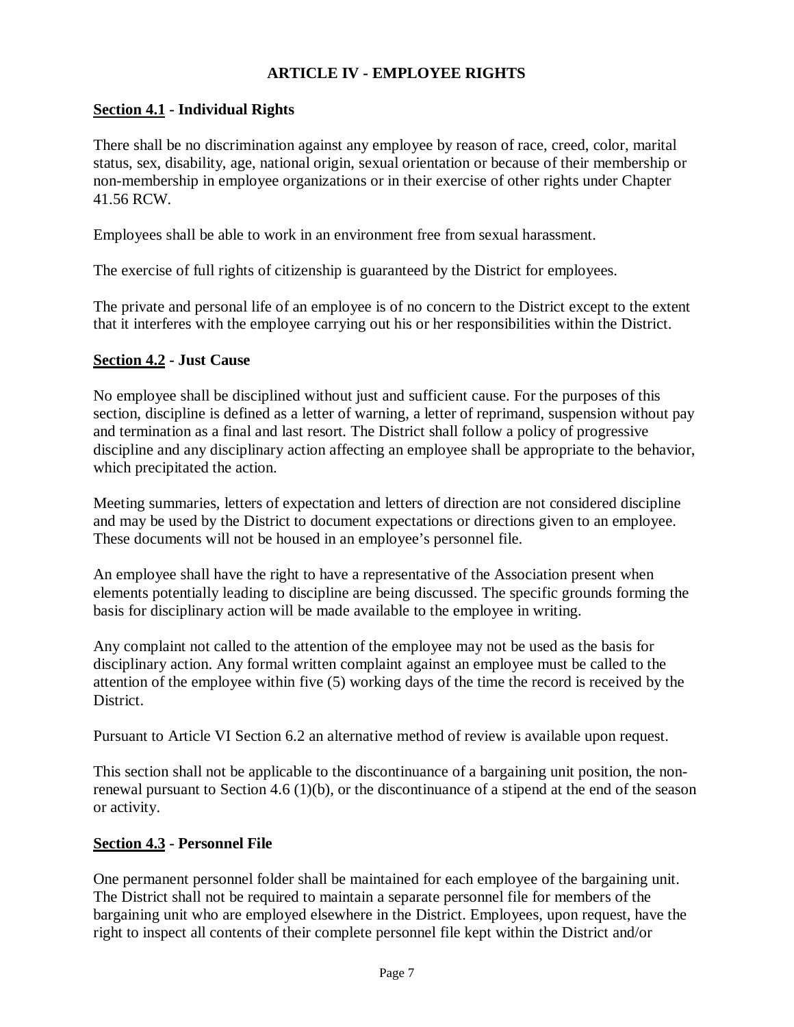# ARTICLE IV - EMPLOYEE RIGHTS

## Section 4.1 - Individual Rights

There shall be no discrimination against any employee by reason of race, creed, color, marital status, sex, disability, age, national origin, sexual orientation or because of their membership or non-membership in employee organizations or in their exercise of other rights under Chapter 41.56 RCW.

Employees shall be able to work in an environment free from sexual harassment.

The exercise of full rights of citizenship is guaranteed by the District for employees.

The private and personal life of an employee is of no concern to the District except to the extent that it interferes with the employee carrying out his or her responsibilities within the District.

## Section 4.2 - Just Cause

No employee shall be disciplined without just and sufficient cause. For the purposes of this section, discipline is defined as a letter of warning, a letter of reprimand, suspension without pay and termination as a final and last resort. The District shall follow a policy of progressive discipline and any disciplinary action affecting an employee shall be appropriate to the behavior, which precipitated the action.

Meeting summaries, letters of expectation and letters of direction are not considered discipline and may be used by the District to document expectations or directions given to an employee. These documents will not be housed in an employee's personnel file.

An employee shall have the right to have a representative of the Association present when elements potentially leading to discipline are being discussed. The specific grounds forming the basis for disciplinary action will be made available to the employee in writing.

Any complaint not called to the attention of the employee may not be used as the basis for disciplinary action. Any formal written complaint against an employee must be called to the attention of the employee within five (5) working days of the time the record is received by the District.

Pursuant to Article VI Section 6.2 an alternative method of review is available upon request.

This section shall not be applicable to the discontinuance of a bargaining unit position, the non-renewal pursuant to Section 4.6 (1)(b), or the discontinuance of a stipend at the end of the season or activity.

## Section 4.3 - Personnel File

One permanent personnel folder shall be maintained for each employee of the bargaining unit. The District shall not be required to maintain a separate personnel file for members of the bargaining unit who are employed elsewhere in the District. Employees, upon request, have the right to inspect all contents of their complete personnel file kept within the District and/or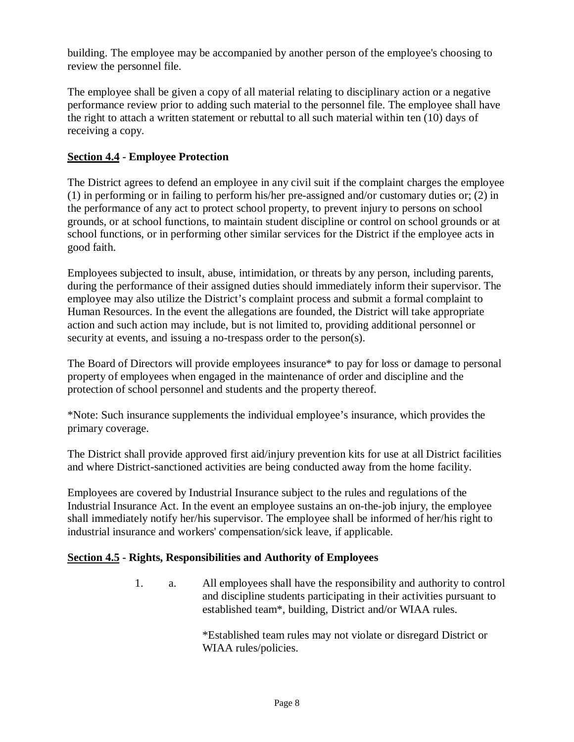building. The employee may be accompanied by another person of the employee's choosing to review the personnel file.

The employee shall be given a copy of all material relating to disciplinary action or a negative performance review prior to adding such material to the personnel file. The employee shall have the right to attach a written statement or rebuttal to all such material within ten (10) days of receiving a copy.

**Section 4.4 - Employee Protection**

The District agrees to defend an employee in any civil suit if the complaint charges the employee (1) in performing or in failing to perform his/her pre-assigned and/or customary duties or; (2) in the performance of any act to protect school property, to prevent injury to persons on school grounds, or at school functions, to maintain student discipline or control on school grounds or at school functions, or in performing other similar services for the District if the employee acts in good faith.

Employees subjected to insult, abuse, intimidation, or threats by any person, including parents, during the performance of their assigned duties should immediately inform their supervisor. The employee may also utilize the District's complaint process and submit a formal complaint to Human Resources. In the event the allegations are founded, the District will take appropriate action and such action may include, but is not limited to, providing additional personnel or security at events, and issuing a no-trespass order to the person(s).

The Board of Directors will provide employees insurance* to pay for loss or damage to personal property of employees when engaged in the maintenance of order and discipline and the protection of school personnel and students and the property thereof.

*Note: Such insurance supplements the individual employee's insurance, which provides the primary coverage.

The District shall provide approved first aid/injury prevention kits for use at all District facilities and where District-sanctioned activities are being conducted away from the home facility.

Employees are covered by Industrial Insurance subject to the rules and regulations of the Industrial Insurance Act. In the event an employee sustains an on-the-job injury, the employee shall immediately notify her/his supervisor. The employee shall be informed of her/his right to industrial insurance and workers' compensation/sick leave, if applicable.

**Section 4.5 - Rights, Responsibilities and Authority of Employees**

1. a. All employees shall have the responsibility and authority to control and discipline students participating in their activities pursuant to established team*, building, District and/or WIAA rules.

   *Established team rules may not violate or disregard District or WIAA rules/policies.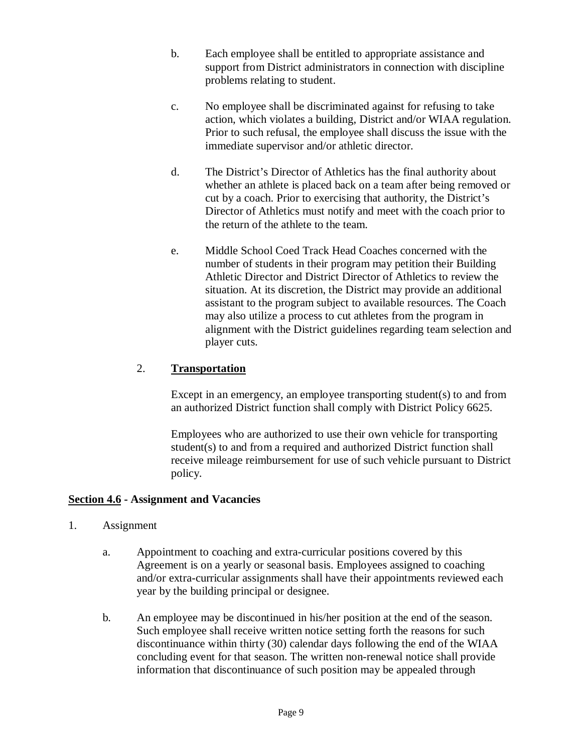b. Each employee shall be entitled to appropriate assistance and support from District administrators in connection with discipline problems relating to student.

c. No employee shall be discriminated against for refusing to take action, which violates a building, District and/or WIAA regulation. Prior to such refusal, the employee shall discuss the issue with the immediate supervisor and/or athletic director.

d. The District's Director of Athletics has the final authority about whether an athlete is placed back on a team after being removed or cut by a coach. Prior to exercising that authority, the District's Director of Athletics must notify and meet with the coach prior to the return of the athlete to the team.

e. Middle School Coed Track Head Coaches concerned with the number of students in their program may petition their Building Athletic Director and District Director of Athletics to review the situation. At its discretion, the District may provide an additional assistant to the program subject to available resources. The Coach may also utilize a process to cut athletes from the program in alignment with the District guidelines regarding team selection and player cuts.

2. **<u>Transportation</u>**

Except in an emergency, an employee transporting student(s) to and from an authorized District function shall comply with District Policy 6625.

Employees who are authorized to use their own vehicle for transporting student(s) to and from a required and authorized District function shall receive mileage reimbursement for use of such vehicle pursuant to District policy.

**<u>Section 4.6</u> - Assignment and Vacancies**

1. Assignment

a. Appointment to coaching and extra-curricular positions covered by this Agreement is on a yearly or seasonal basis. Employees assigned to coaching and/or extra-curricular assignments shall have their appointments reviewed each year by the building principal or designee.

b. An employee may be discontinued in his/her position at the end of the season. Such employee shall receive written notice setting forth the reasons for such discontinuance within thirty (30) calendar days following the end of the WIAA concluding event for that season. The written non-renewal notice shall provide information that discontinuance of such position may be appealed through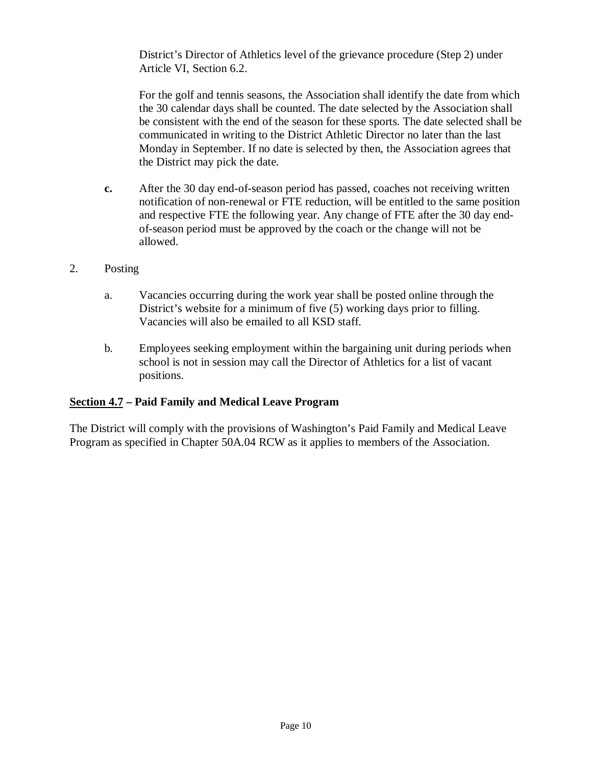District's Director of Athletics level of the grievance procedure (Step 2) under Article VI, Section 6.2.

For the golf and tennis seasons, the Association shall identify the date from which the 30 calendar days shall be counted. The date selected by the Association shall be consistent with the end of the season for these sports. The date selected shall be communicated in writing to the District Athletic Director no later than the last Monday in September. If no date is selected by then, the Association agrees that the District may pick the date.

**c.** After the 30 day end-of-season period has passed, coaches not receiving written notification of non-renewal or FTE reduction, will be entitled to the same position and respective FTE the following year. Any change of FTE after the 30 day end-of-season period must be approved by the coach or the change will not be allowed.

2. Posting

   a. Vacancies occurring during the work year shall be posted online through the District's website for a minimum of five (5) working days prior to filling. Vacancies will also be emailed to all KSD staff.

   b. Employees seeking employment within the bargaining unit during periods when school is not in session may call the Director of Athletics for a list of vacant positions.

**<u>Section 4.7</u> – Paid Family and Medical Leave Program**

The District will comply with the provisions of Washington's Paid Family and Medical Leave Program as specified in Chapter 50A.04 RCW as it applies to members of the Association.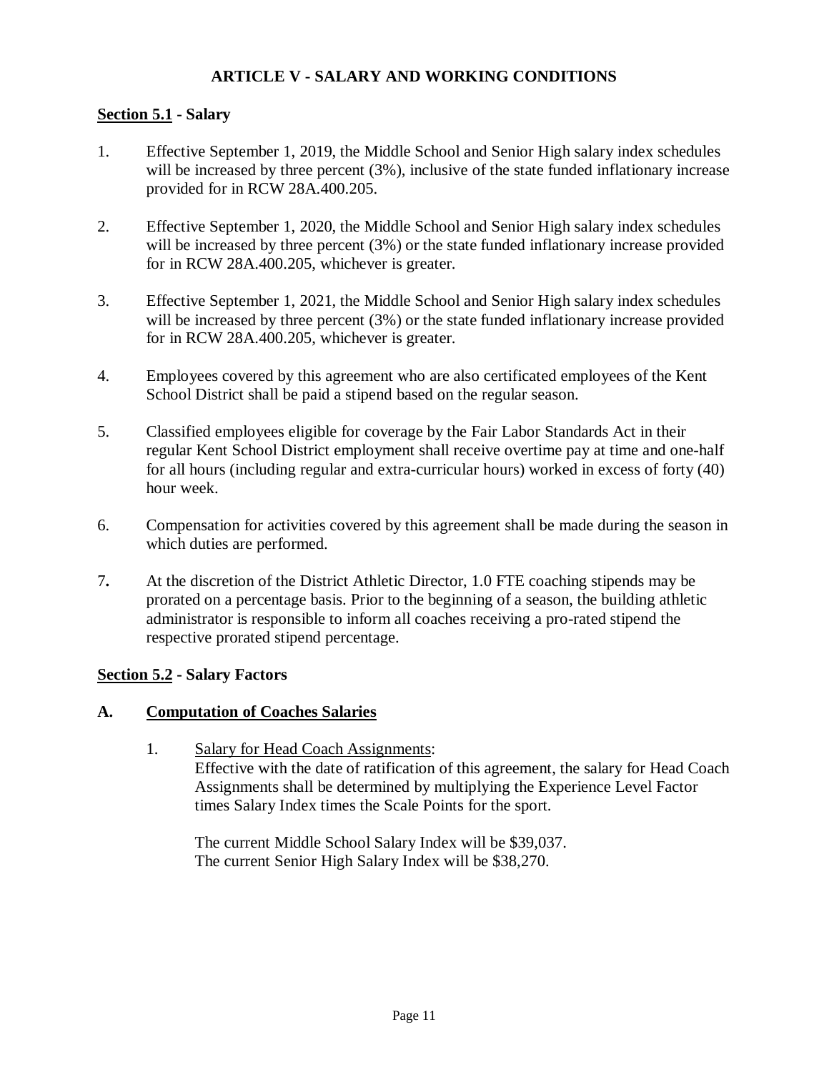# ARTICLE V - SALARY AND WORKING CONDITIONS

## Section 5.1 - Salary

1. Effective September 1, 2019, the Middle School and Senior High salary index schedules will be increased by three percent (3%), inclusive of the state funded inflationary increase provided for in RCW 28A.400.205.

2. Effective September 1, 2020, the Middle School and Senior High salary index schedules will be increased by three percent (3%) or the state funded inflationary increase provided for in RCW 28A.400.205, whichever is greater.

3. Effective September 1, 2021, the Middle School and Senior High salary index schedules will be increased by three percent (3%) or the state funded inflationary increase provided for in RCW 28A.400.205, whichever is greater.

4. Employees covered by this agreement who are also certificated employees of the Kent School District shall be paid a stipend based on the regular season.

5. Classified employees eligible for coverage by the Fair Labor Standards Act in their regular Kent School District employment shall receive overtime pay at time and one-half for all hours (including regular and extra-curricular hours) worked in excess of forty (40) hour week.

6. Compensation for activities covered by this agreement shall be made during the season in which duties are performed.

7. At the discretion of the District Athletic Director, 1.0 FTE coaching stipends may be prorated on a percentage basis. Prior to the beginning of a season, the building athletic administrator is responsible to inform all coaches receiving a pro-rated stipend the respective prorated stipend percentage.

## Section 5.2 - Salary Factors

### A. Computation of Coaches Salaries

1. Salary for Head Coach Assignments:
   Effective with the date of ratification of this agreement, the salary for Head Coach Assignments shall be determined by multiplying the Experience Level Factor times Salary Index times the Scale Points for the sport.

   The current Middle School Salary Index will be $39,037.
   The current Senior High Salary Index will be $38,270.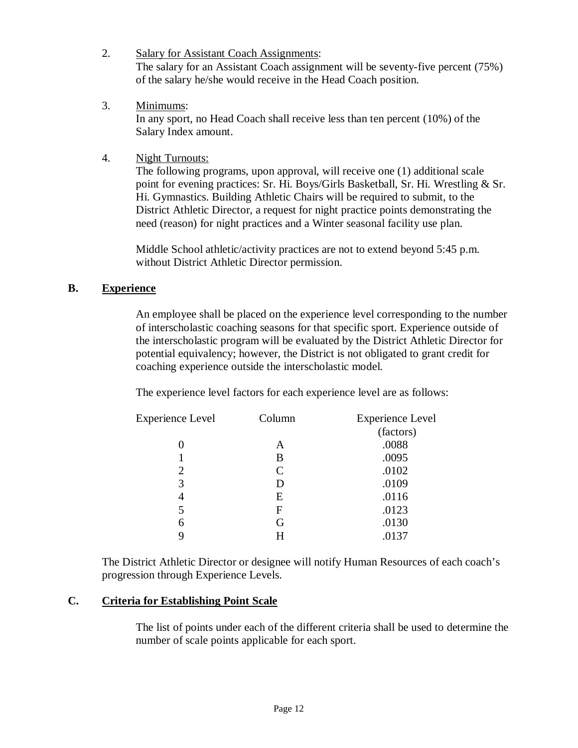2. <u>Salary for Assistant Coach Assignments</u>:
   The salary for an Assistant Coach assignment will be seventy-five percent (75%) of the salary he/she would receive in the Head Coach position.

3. <u>Minimums</u>:
   In any sport, no Head Coach shall receive less than ten percent (10%) of the Salary Index amount.

4. <u>Night Turnouts:</u>
   The following programs, upon approval, will receive one (1) additional scale point for evening practices: Sr. Hi. Boys/Girls Basketball, Sr. Hi. Wrestling & Sr. Hi. Gymnastics. Building Athletic Chairs will be required to submit, to the District Athletic Director, a request for night practice points demonstrating the need (reason) for night practices and a Winter seasonal facility use plan.

   Middle School athletic/activity practices are not to extend beyond 5:45 p.m. without District Athletic Director permission.

## B. <u>Experience</u>

An employee shall be placed on the experience level corresponding to the number of interscholastic coaching seasons for that specific sport. Experience outside of the interscholastic program will be evaluated by the District Athletic Director for potential equivalency; however, the District is not obligated to grant credit for coaching experience outside the interscholastic model.

The experience level factors for each experience level are as follows:

| Experience Level | Column | Experience Level (factors) |
|---|---|---|
| 0 | A | .0088 |
| 1 | B | .0095 |
| 2 | C | .0102 |
| 3 | D | .0109 |
| 4 | E | .0116 |
| 5 | F | .0123 |
| 6 | G | .0130 |
| 9 | H | .0137 |

The District Athletic Director or designee will notify Human Resources of each coach's progression through Experience Levels.

## C. <u>Criteria for Establishing Point Scale</u>

The list of points under each of the different criteria shall be used to determine the number of scale points applicable for each sport.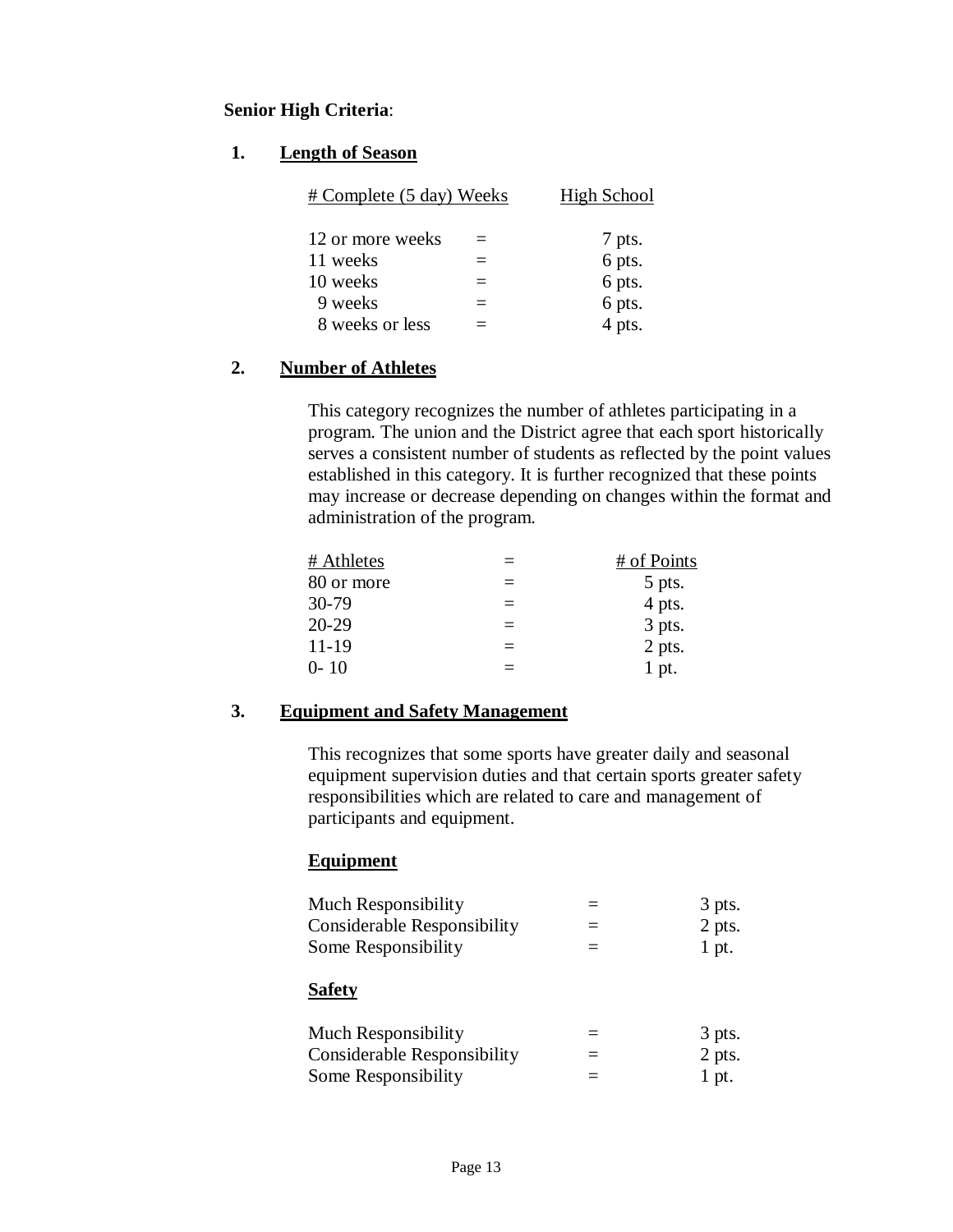**Senior High Criteria**:

**1. <u>Length of Season</u>**

| # Complete (5 day) Weeks | | High School |
|---|---|---|
| 12 or more weeks | = | 7 pts. |
| 11 weeks | = | 6 pts. |
| 10 weeks | = | 6 pts. |
| 9 weeks | = | 6 pts. |
| 8 weeks or less | = | 4 pts. |

**2. <u>Number of Athletes</u>**

This category recognizes the number of athletes participating in a program. The union and the District agree that each sport historically serves a consistent number of students as reflected by the point values established in this category. It is further recognized that these points may increase or decrease depending on changes within the format and administration of the program.

| # Athletes | = | # of Points |
|---|---|---|
| 80 or more | = | 5 pts. |
| 30-79 | = | 4 pts. |
| 20-29 | = | 3 pts. |
| 11-19 | = | 2 pts. |
| 0- 10 | = | 1 pt. |

**3. <u>Equipment and Safety Management</u>**

This recognizes that some sports have greater daily and seasonal equipment supervision duties and that certain sports greater safety responsibilities which are related to care and management of participants and equipment.

**<u>Equipment</u>**

| | | |
|---|---|---|
| Much Responsibility | = | 3 pts. |
| Considerable Responsibility | = | 2 pts. |
| Some Responsibility | = | 1 pt. |

**<u>Safety</u>**

| | | |
|---|---|---|
| Much Responsibility | = | 3 pts. |
| Considerable Responsibility | = | 2 pts. |
| Some Responsibility | = | 1 pt. |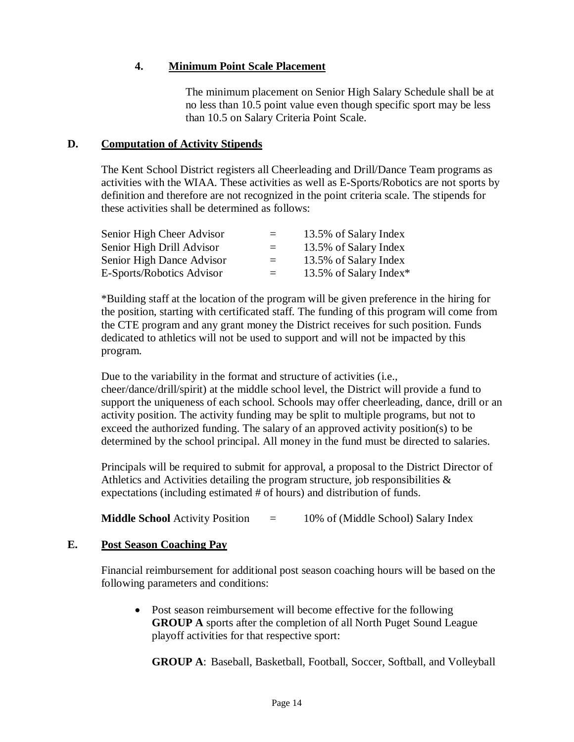### 4. Minimum Point Scale Placement

The minimum placement on Senior High Salary Schedule shall be at no less than 10.5 point value even though specific sport may be less than 10.5 on Salary Criteria Point Scale.

## D. Computation of Activity Stipends

The Kent School District registers all Cheerleading and Drill/Dance Team programs as activities with the WIAA. These activities as well as E-Sports/Robotics are not sports by definition and therefore are not recognized in the point criteria scale. The stipends for these activities shall be determined as follows:

| | | |
|---|---|---|
| Senior High Cheer Advisor | = | 13.5% of Salary Index |
| Senior High Drill Advisor | = | 13.5% of Salary Index |
| Senior High Dance Advisor | = | 13.5% of Salary Index |
| E-Sports/Robotics Advisor | = | 13.5% of Salary Index* |

*Building staff at the location of the program will be given preference in the hiring for the position, starting with certificated staff. The funding of this program will come from the CTE program and any grant money the District receives for such position. Funds dedicated to athletics will not be used to support and will not be impacted by this program.

Due to the variability in the format and structure of activities (i.e., cheer/dance/drill/spirit) at the middle school level, the District will provide a fund to support the uniqueness of each school. Schools may offer cheerleading, dance, drill or an activity position. The activity funding may be split to multiple programs, but not to exceed the authorized funding. The salary of an approved activity position(s) to be determined by the school principal. All money in the fund must be directed to salaries.

Principals will be required to submit for approval, a proposal to the District Director of Athletics and Activities detailing the program structure, job responsibilities & expectations (including estimated # of hours) and distribution of funds.

**Middle School** Activity Position = 10% of (Middle School) Salary Index

## E. Post Season Coaching Pay

Financial reimbursement for additional post season coaching hours will be based on the following parameters and conditions:

- Post season reimbursement will become effective for the following **GROUP A** sports after the completion of all North Puget Sound League playoff activities for that respective sport:

  **GROUP A**: Baseball, Basketball, Football, Soccer, Softball, and Volleyball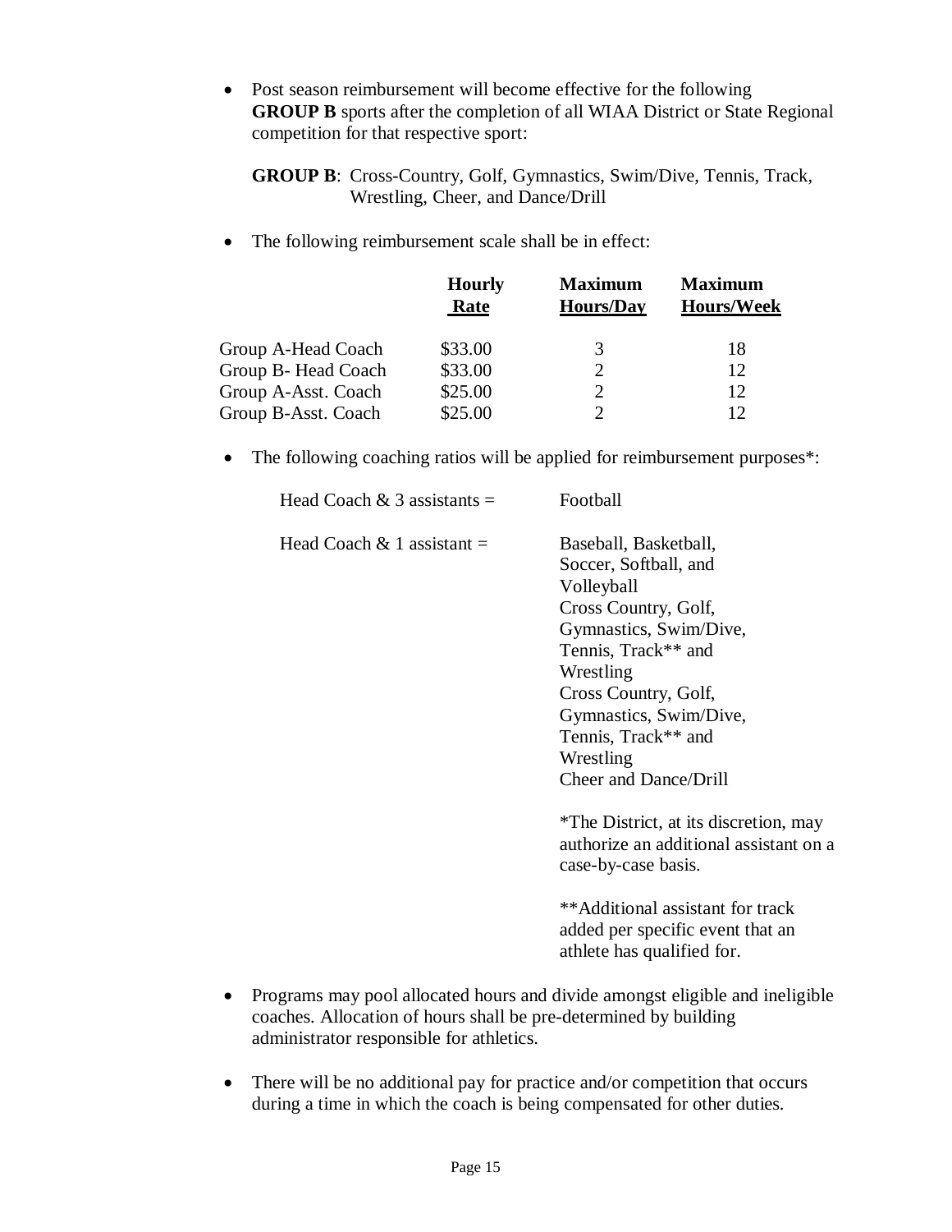- Post season reimbursement will become effective for the following **GROUP B** sports after the completion of all WIAA District or State Regional competition for that respective sport:

  **GROUP B**: Cross-Country, Golf, Gymnastics, Swim/Dive, Tennis, Track, Wrestling, Cheer, and Dance/Drill

- The following reimbursement scale shall be in effect:

| | **Hourly Rate** | **Maximum Hours/Day** | **Maximum Hours/Week** |
|---|---|---|---|
| Group A-Head Coach | $33.00 | 3 | 18 |
| Group B- Head Coach | $33.00 | 2 | 12 |
| Group A-Asst. Coach | $25.00 | 2 | 12 |
| Group B-Asst. Coach | $25.00 | 2 | 12 |

- The following coaching ratios will be applied for reimbursement purposes*:

| | |
|---|---|
| Head Coach & 3 assistants = | Football |
| Head Coach & 1 assistant = | Baseball, Basketball, Soccer, Softball, and Volleyball<br>Cross Country, Golf, Gymnastics, Swim/Dive, Tennis, Track** and Wrestling<br>Cross Country, Golf, Gymnastics, Swim/Dive, Tennis, Track** and Wrestling<br>Cheer and Dance/Drill |

*The District, at its discretion, may authorize an additional assistant on a case-by-case basis.

**Additional assistant for track added per specific event that an athlete has qualified for.

- Programs may pool allocated hours and divide amongst eligible and ineligible coaches. Allocation of hours shall be pre-determined by building administrator responsible for athletics.

- There will be no additional pay for practice and/or competition that occurs during a time in which the coach is being compensated for other duties.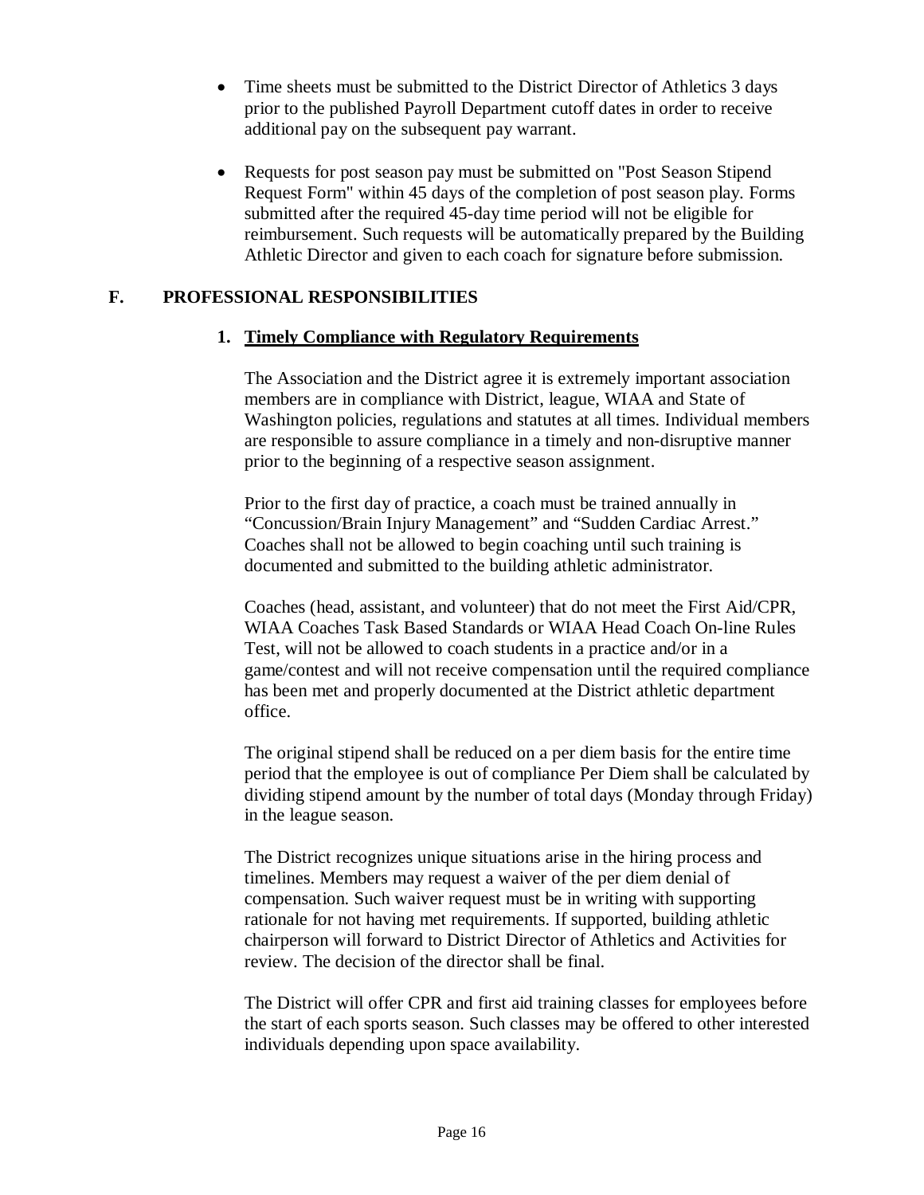- Time sheets must be submitted to the District Director of Athletics 3 days prior to the published Payroll Department cutoff dates in order to receive additional pay on the subsequent pay warrant.

- Requests for post season pay must be submitted on "Post Season Stipend Request Form" within 45 days of the completion of post season play. Forms submitted after the required 45-day time period will not be eligible for reimbursement. Such requests will be automatically prepared by the Building Athletic Director and given to each coach for signature before submission.

## F. PROFESSIONAL RESPONSIBILITIES

### 1. Timely Compliance with Regulatory Requirements

The Association and the District agree it is extremely important association members are in compliance with District, league, WIAA and State of Washington policies, regulations and statutes at all times. Individual members are responsible to assure compliance in a timely and non-disruptive manner prior to the beginning of a respective season assignment.

Prior to the first day of practice, a coach must be trained annually in "Concussion/Brain Injury Management" and "Sudden Cardiac Arrest." Coaches shall not be allowed to begin coaching until such training is documented and submitted to the building athletic administrator.

Coaches (head, assistant, and volunteer) that do not meet the First Aid/CPR, WIAA Coaches Task Based Standards or WIAA Head Coach On-line Rules Test, will not be allowed to coach students in a practice and/or in a game/contest and will not receive compensation until the required compliance has been met and properly documented at the District athletic department office.

The original stipend shall be reduced on a per diem basis for the entire time period that the employee is out of compliance Per Diem shall be calculated by dividing stipend amount by the number of total days (Monday through Friday) in the league season.

The District recognizes unique situations arise in the hiring process and timelines. Members may request a waiver of the per diem denial of compensation. Such waiver request must be in writing with supporting rationale for not having met requirements. If supported, building athletic chairperson will forward to District Director of Athletics and Activities for review. The decision of the director shall be final.

The District will offer CPR and first aid training classes for employees before the start of each sports season. Such classes may be offered to other interested individuals depending upon space availability.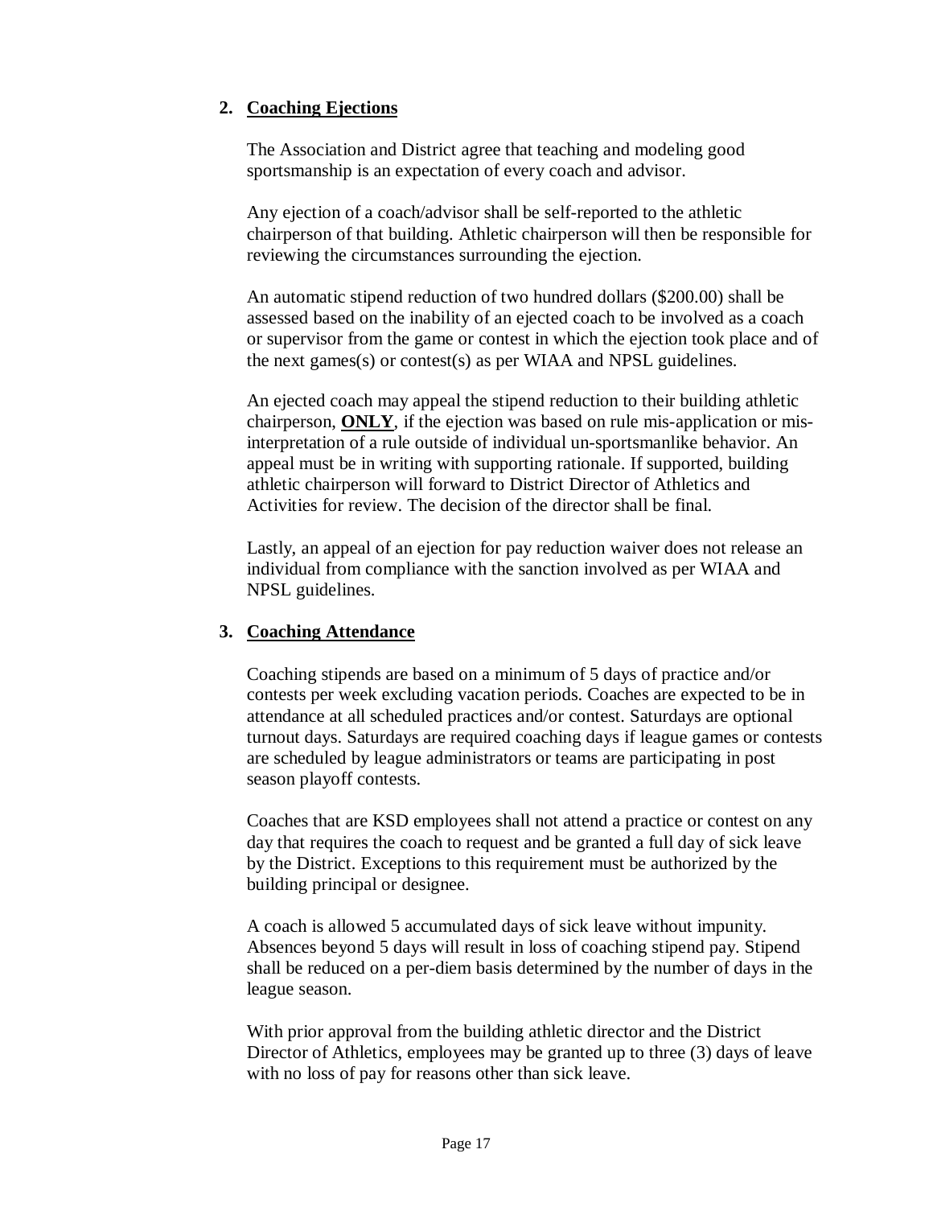2. **Coaching Ejections**

   The Association and District agree that teaching and modeling good sportsmanship is an expectation of every coach and advisor.

   Any ejection of a coach/advisor shall be self-reported to the athletic chairperson of that building. Athletic chairperson will then be responsible for reviewing the circumstances surrounding the ejection.

   An automatic stipend reduction of two hundred dollars ($200.00) shall be assessed based on the inability of an ejected coach to be involved as a coach or supervisor from the game or contest in which the ejection took place and of the next games(s) or contest(s) as per WIAA and NPSL guidelines.

   An ejected coach may appeal the stipend reduction to their building athletic chairperson, **ONLY**, if the ejection was based on rule mis-application or mis-interpretation of a rule outside of individual un-sportsmanlike behavior. An appeal must be in writing with supporting rationale. If supported, building athletic chairperson will forward to District Director of Athletics and Activities for review. The decision of the director shall be final.

   Lastly, an appeal of an ejection for pay reduction waiver does not release an individual from compliance with the sanction involved as per WIAA and NPSL guidelines.

3. **Coaching Attendance**

   Coaching stipends are based on a minimum of 5 days of practice and/or contests per week excluding vacation periods. Coaches are expected to be in attendance at all scheduled practices and/or contest. Saturdays are optional turnout days. Saturdays are required coaching days if league games or contests are scheduled by league administrators or teams are participating in post season playoff contests.

   Coaches that are KSD employees shall not attend a practice or contest on any day that requires the coach to request and be granted a full day of sick leave by the District. Exceptions to this requirement must be authorized by the building principal or designee.

   A coach is allowed 5 accumulated days of sick leave without impunity. Absences beyond 5 days will result in loss of coaching stipend pay. Stipend shall be reduced on a per-diem basis determined by the number of days in the league season.

   With prior approval from the building athletic director and the District Director of Athletics, employees may be granted up to three (3) days of leave with no loss of pay for reasons other than sick leave.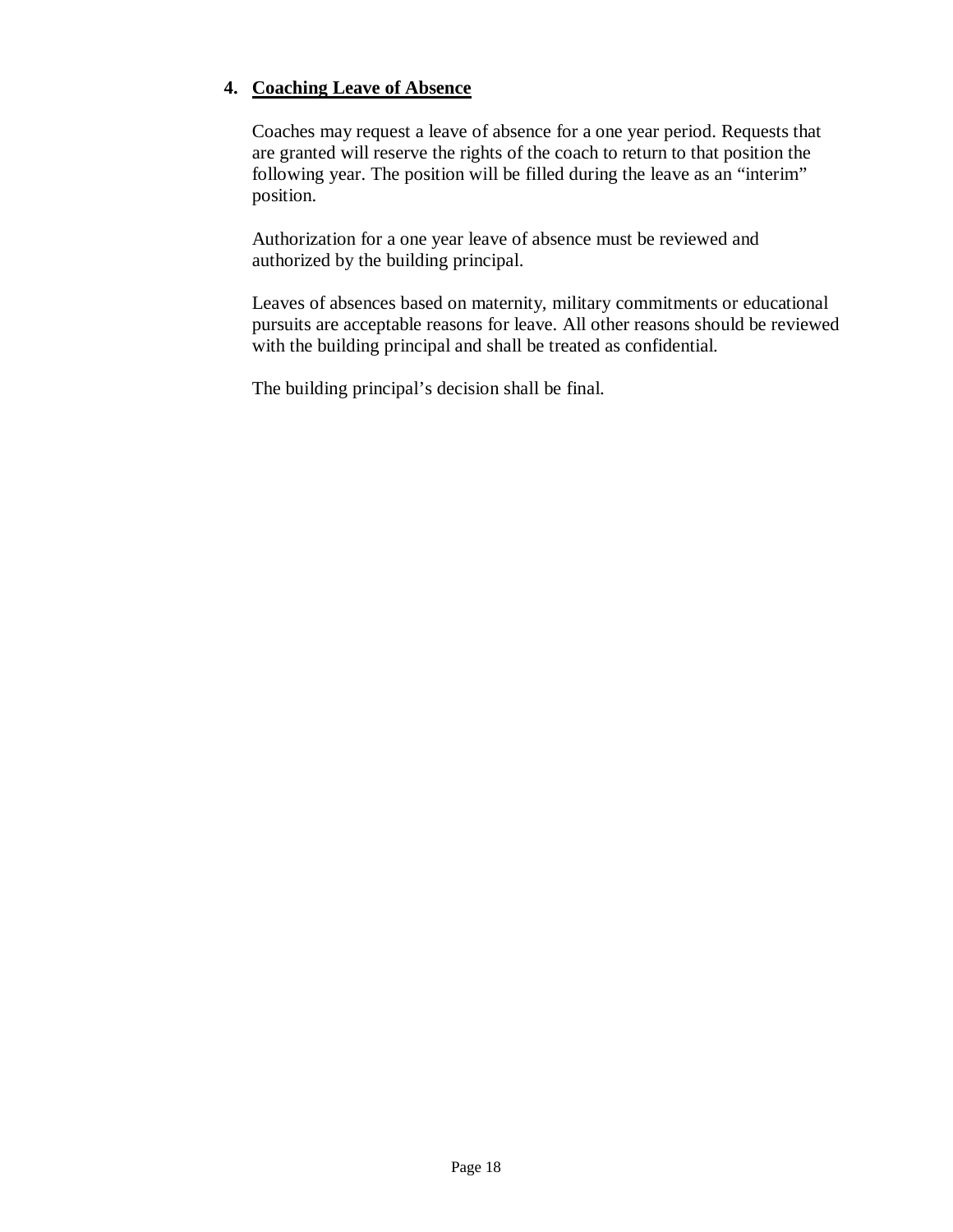4. **<u>Coaching Leave of Absence</u>**

Coaches may request a leave of absence for a one year period. Requests that are granted will reserve the rights of the coach to return to that position the following year. The position will be filled during the leave as an "interim" position.

Authorization for a one year leave of absence must be reviewed and authorized by the building principal.

Leaves of absences based on maternity, military commitments or educational pursuits are acceptable reasons for leave. All other reasons should be reviewed with the building principal and shall be treated as confidential.

The building principal's decision shall be final.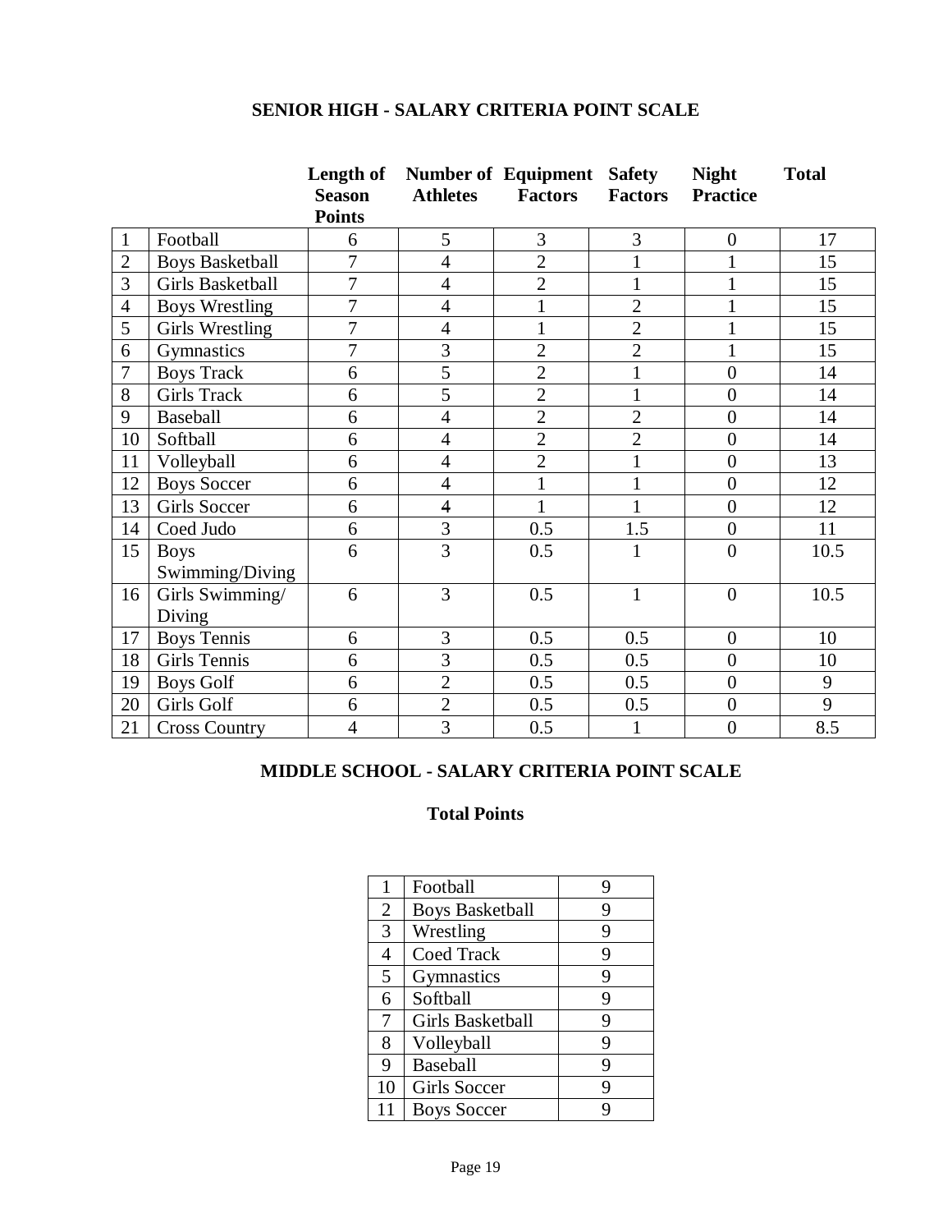## SENIOR HIGH - SALARY CRITERIA POINT SCALE

| | | Length of Season Points | Number of Athletes | Equipment Factors | Safety Factors | Night Practice | Total |
|---|---|---|---|---|---|---|---|
| 1 | Football | 6 | 5 | 3 | 3 | 0 | 17 |
| 2 | Boys Basketball | 7 | 4 | 2 | 1 | 1 | 15 |
| 3 | Girls Basketball | 7 | 4 | 2 | 1 | 1 | 15 |
| 4 | Boys Wrestling | 7 | 4 | 1 | 2 | 1 | 15 |
| 5 | Girls Wrestling | 7 | 4 | 1 | 2 | 1 | 15 |
| 6 | Gymnastics | 7 | 3 | 2 | 2 | 1 | 15 |
| 7 | Boys Track | 6 | 5 | 2 | 1 | 0 | 14 |
| 8 | Girls Track | 6 | 5 | 2 | 1 | 0 | 14 |
| 9 | Baseball | 6 | 4 | 2 | 2 | 0 | 14 |
| 10 | Softball | 6 | 4 | 2 | 2 | 0 | 14 |
| 11 | Volleyball | 6 | 4 | 2 | 1 | 0 | 13 |
| 12 | Boys Soccer | 6 | 4 | 1 | 1 | 0 | 12 |
| 13 | Girls Soccer | 6 | 4 | 1 | 1 | 0 | 12 |
| 14 | Coed Judo | 6 | 3 | 0.5 | 1.5 | 0 | 11 |
| 15 | Boys Swimming/Diving | 6 | 3 | 0.5 | 1 | 0 | 10.5 |
| 16 | Girls Swimming/ Diving | 6 | 3 | 0.5 | 1 | 0 | 10.5 |
| 17 | Boys Tennis | 6 | 3 | 0.5 | 0.5 | 0 | 10 |
| 18 | Girls Tennis | 6 | 3 | 0.5 | 0.5 | 0 | 10 |
| 19 | Boys Golf | 6 | 2 | 0.5 | 0.5 | 0 | 9 |
| 20 | Girls Golf | 6 | 2 | 0.5 | 0.5 | 0 | 9 |
| 21 | Cross Country | 4 | 3 | 0.5 | 1 | 0 | 8.5 |

## MIDDLE SCHOOL - SALARY CRITERIA POINT SCALE

### Total Points

| | | |
|---|---|---|
| 1 | Football | 9 |
| 2 | Boys Basketball | 9 |
| 3 | Wrestling | 9 |
| 4 | Coed Track | 9 |
| 5 | Gymnastics | 9 |
| 6 | Softball | 9 |
| 7 | Girls Basketball | 9 |
| 8 | Volleyball | 9 |
| 9 | Baseball | 9 |
| 10 | Girls Soccer | 9 |
| 11 | Boys Soccer | 9 |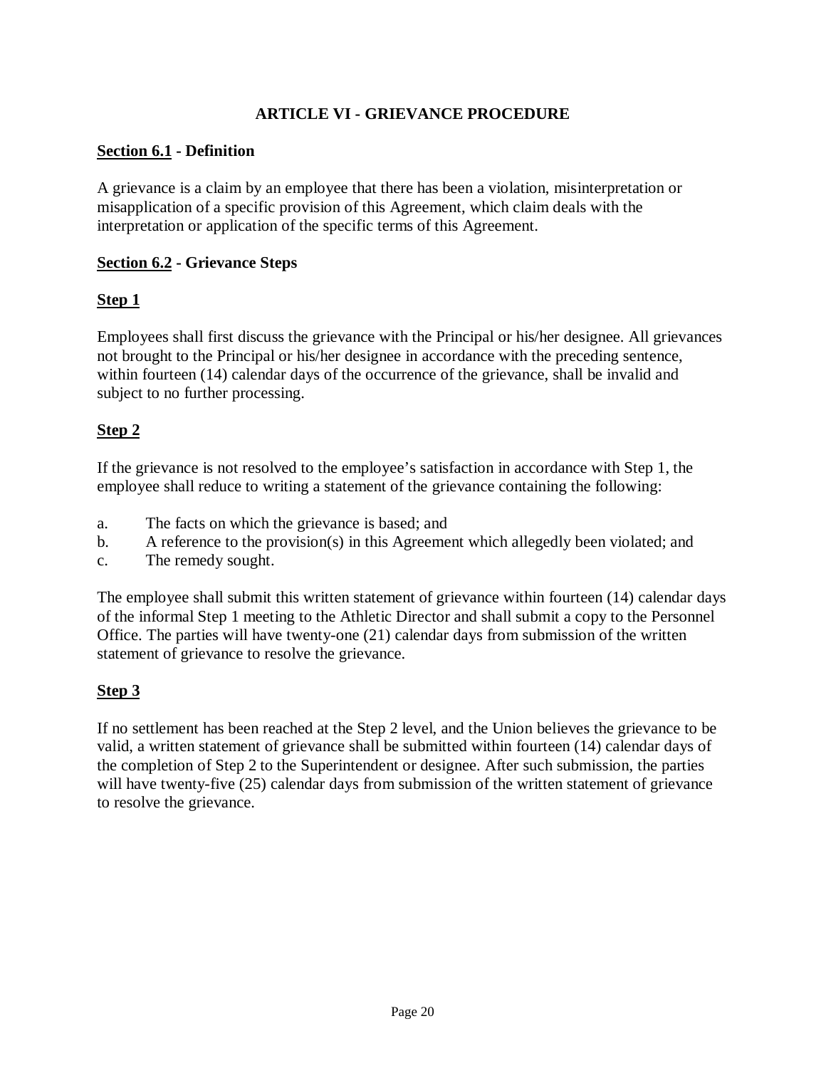## ARTICLE VI - GRIEVANCE PROCEDURE

**<u>Section 6.1</u> - Definition**

A grievance is a claim by an employee that there has been a violation, misinterpretation or misapplication of a specific provision of this Agreement, which claim deals with the interpretation or application of the specific terms of this Agreement.

**<u>Section 6.2</u> - Grievance Steps**

**<u>Step 1</u>**

Employees shall first discuss the grievance with the Principal or his/her designee. All grievances not brought to the Principal or his/her designee in accordance with the preceding sentence, within fourteen (14) calendar days of the occurrence of the grievance, shall be invalid and subject to no further processing.

**<u>Step 2</u>**

If the grievance is not resolved to the employee's satisfaction in accordance with Step 1, the employee shall reduce to writing a statement of the grievance containing the following:

a. The facts on which the grievance is based; and
b. A reference to the provision(s) in this Agreement which allegedly been violated; and
c. The remedy sought.

The employee shall submit this written statement of grievance within fourteen (14) calendar days of the informal Step 1 meeting to the Athletic Director and shall submit a copy to the Personnel Office. The parties will have twenty-one (21) calendar days from submission of the written statement of grievance to resolve the grievance.

**<u>Step 3</u>**

If no settlement has been reached at the Step 2 level, and the Union believes the grievance to be valid, a written statement of grievance shall be submitted within fourteen (14) calendar days of the completion of Step 2 to the Superintendent or designee. After such submission, the parties will have twenty-five (25) calendar days from submission of the written statement of grievance to resolve the grievance.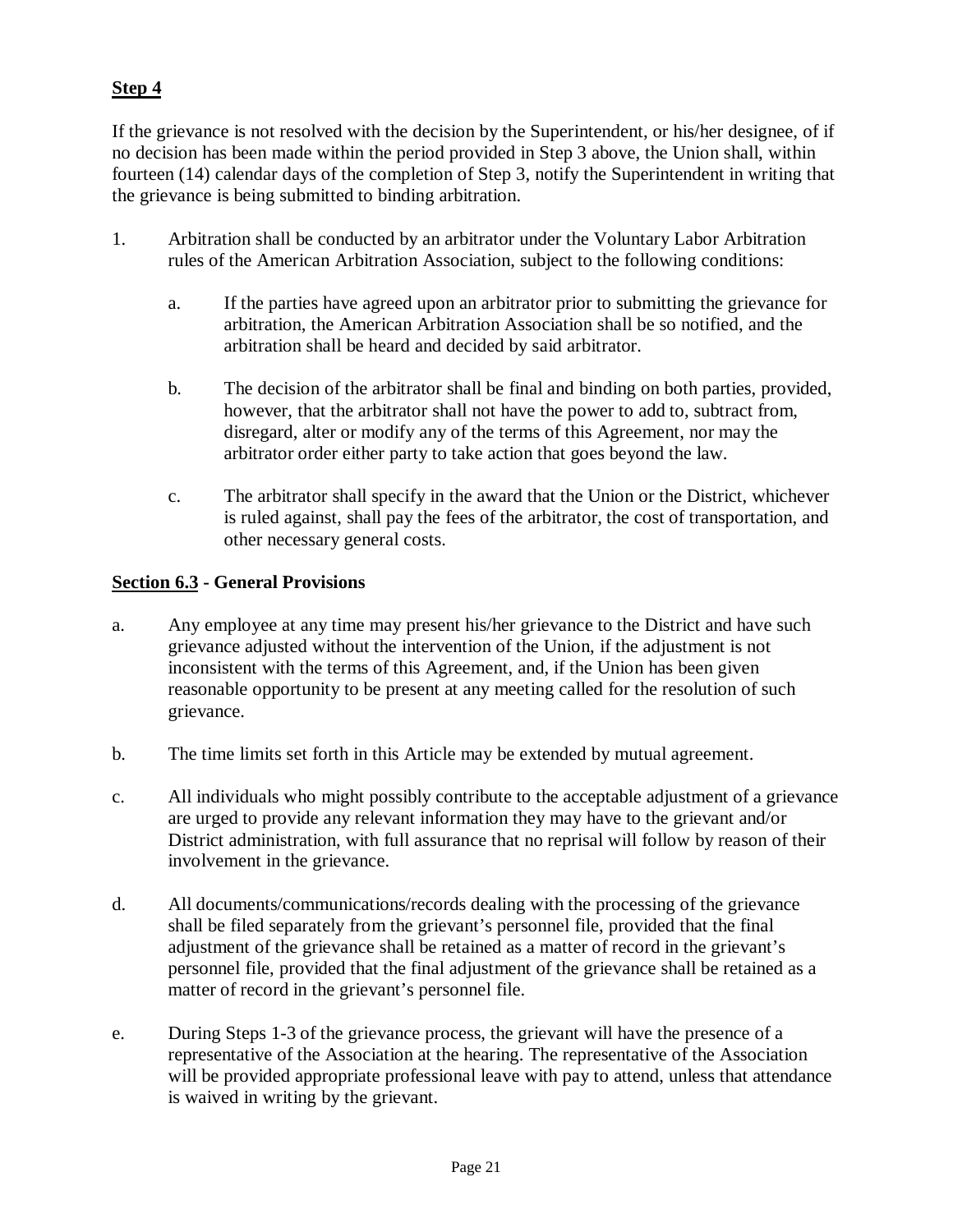**Step 4**

If the grievance is not resolved with the decision by the Superintendent, or his/her designee, of if no decision has been made within the period provided in Step 3 above, the Union shall, within fourteen (14) calendar days of the completion of Step 3, notify the Superintendent in writing that the grievance is being submitted to binding arbitration.

1. Arbitration shall be conducted by an arbitrator under the Voluntary Labor Arbitration rules of the American Arbitration Association, subject to the following conditions:

   a. If the parties have agreed upon an arbitrator prior to submitting the grievance for arbitration, the American Arbitration Association shall be so notified, and the arbitration shall be heard and decided by said arbitrator.

   b. The decision of the arbitrator shall be final and binding on both parties, provided, however, that the arbitrator shall not have the power to add to, subtract from, disregard, alter or modify any of the terms of this Agreement, nor may the arbitrator order either party to take action that goes beyond the law.

   c. The arbitrator shall specify in the award that the Union or the District, whichever is ruled against, shall pay the fees of the arbitrator, the cost of transportation, and other necessary general costs.

**Section 6.3 - General Provisions**

a. Any employee at any time may present his/her grievance to the District and have such grievance adjusted without the intervention of the Union, if the adjustment is not inconsistent with the terms of this Agreement, and, if the Union has been given reasonable opportunity to be present at any meeting called for the resolution of such grievance.

b. The time limits set forth in this Article may be extended by mutual agreement.

c. All individuals who might possibly contribute to the acceptable adjustment of a grievance are urged to provide any relevant information they may have to the grievant and/or District administration, with full assurance that no reprisal will follow by reason of their involvement in the grievance.

d. All documents/communications/records dealing with the processing of the grievance shall be filed separately from the grievant's personnel file, provided that the final adjustment of the grievance shall be retained as a matter of record in the grievant's personnel file, provided that the final adjustment of the grievance shall be retained as a matter of record in the grievant's personnel file.

e. During Steps 1-3 of the grievance process, the grievant will have the presence of a representative of the Association at the hearing. The representative of the Association will be provided appropriate professional leave with pay to attend, unless that attendance is waived in writing by the grievant.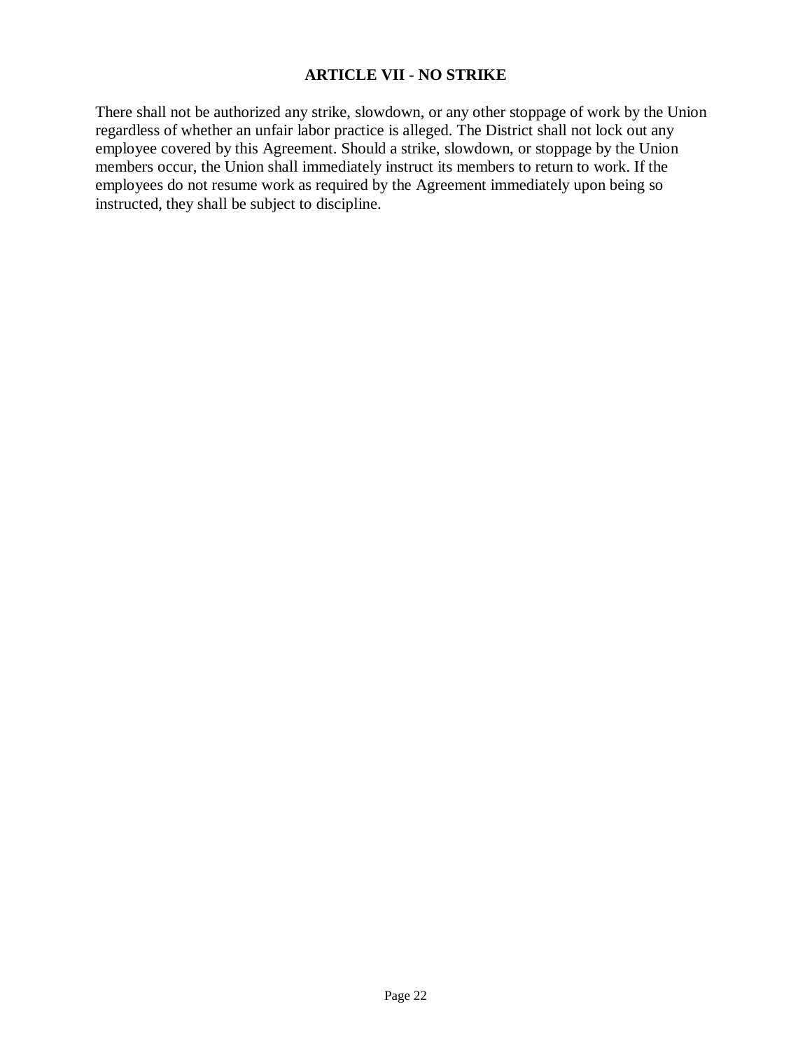## ARTICLE VII - NO STRIKE

There shall not be authorized any strike, slowdown, or any other stoppage of work by the Union regardless of whether an unfair labor practice is alleged. The District shall not lock out any employee covered by this Agreement. Should a strike, slowdown, or stoppage by the Union members occur, the Union shall immediately instruct its members to return to work. If the employees do not resume work as required by the Agreement immediately upon being so instructed, they shall be subject to discipline.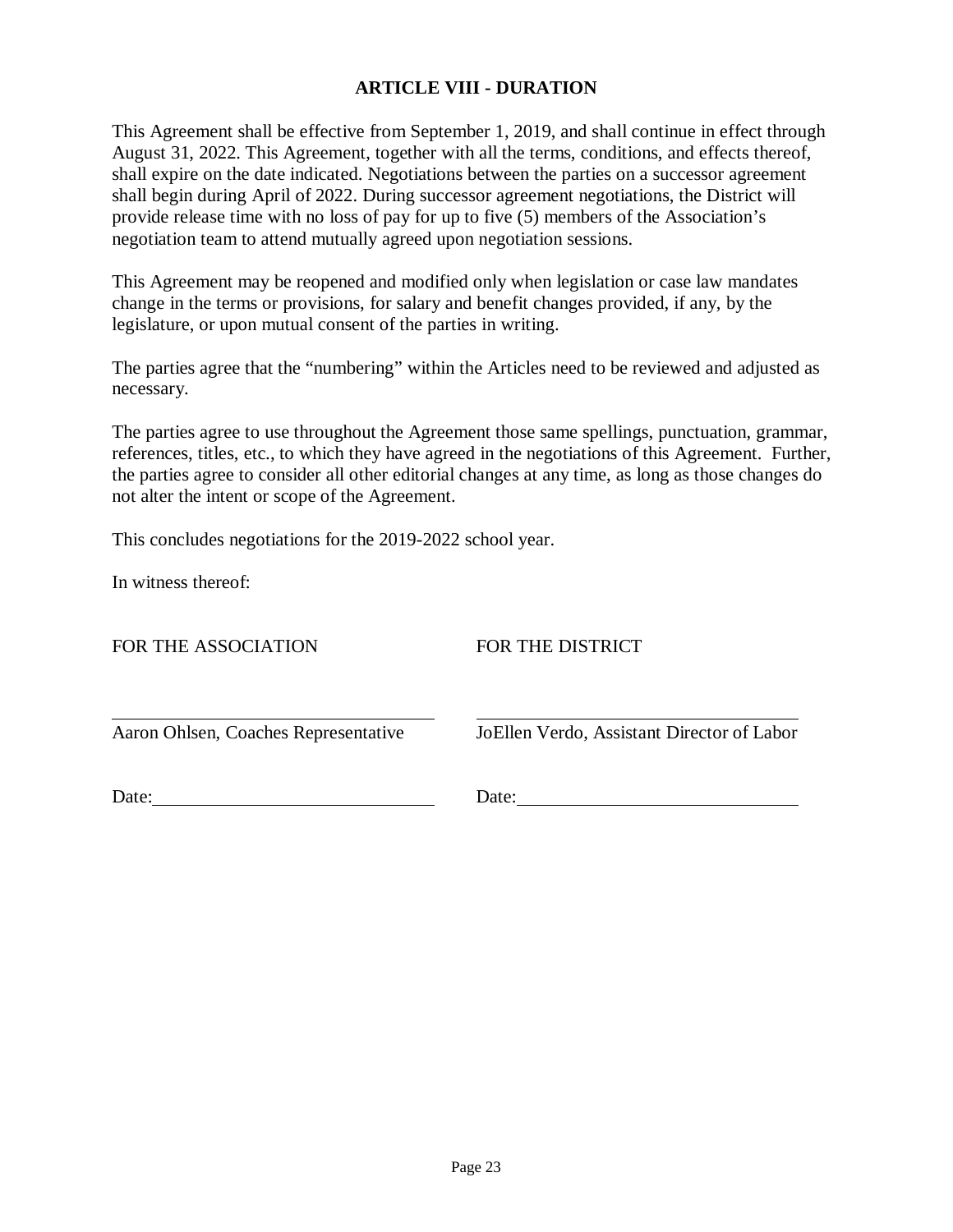## ARTICLE VIII - DURATION

This Agreement shall be effective from September 1, 2019, and shall continue in effect through August 31, 2022. This Agreement, together with all the terms, conditions, and effects thereof, shall expire on the date indicated. Negotiations between the parties on a successor agreement shall begin during April of 2022. During successor agreement negotiations, the District will provide release time with no loss of pay for up to five (5) members of the Association's negotiation team to attend mutually agreed upon negotiation sessions.

This Agreement may be reopened and modified only when legislation or case law mandates change in the terms or provisions, for salary and benefit changes provided, if any, by the legislature, or upon mutual consent of the parties in writing.

The parties agree that the "numbering" within the Articles need to be reviewed and adjusted as necessary.

The parties agree to use throughout the Agreement those same spellings, punctuation, grammar, references, titles, etc., to which they have agreed in the negotiations of this Agreement. Further, the parties agree to consider all other editorial changes at any time, as long as those changes do not alter the intent or scope of the Agreement.

This concludes negotiations for the 2019-2022 school year.

In witness thereof:

| FOR THE ASSOCIATION | FOR THE DISTRICT |
| --- | --- |
| ______________________________ | ______________________________ |
| Aaron Ohlsen, Coaches Representative | JoEllen Verdo, Assistant Director of Labor |
| Date:_________________________ | Date:_________________________ |